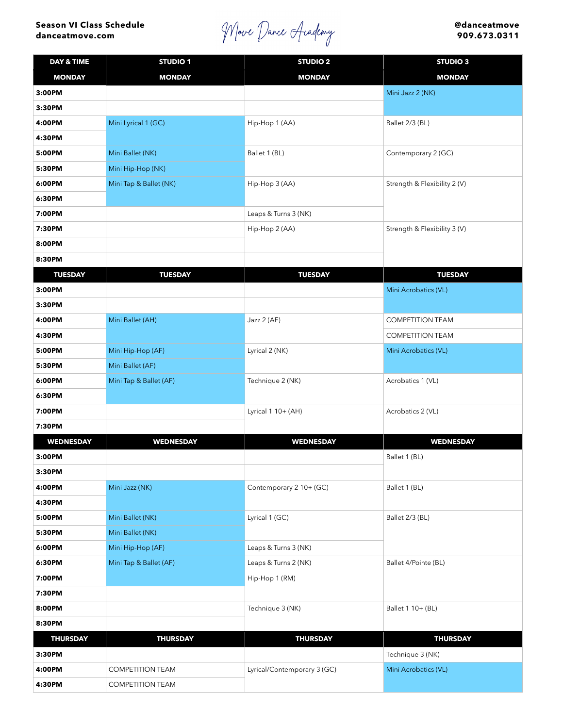**Season VI Class Schedule**
**danceatmove.com**

Move Dance Academy

**@danceatmove**
**909.673.0311**

| DAY & TIME | STUDIO 1 | STUDIO 2 | STUDIO 3 |
|---|---|---|---|
| **MONDAY** | **MONDAY** | **MONDAY** | **MONDAY** |
| 3:00PM | | | Mini Jazz 2 (NK) |
| 3:30PM | | | |
| 4:00PM | Mini Lyrical 1 (GC) | Hip-Hop 1 (AA) | Ballet 2/3 (BL) |
| 4:30PM | | | |
| 5:00PM | Mini Ballet (NK) | Ballet 1 (BL) | Contemporary 2 (GC) |
| 5:30PM | Mini Hip-Hop (NK) | | |
| 6:00PM | Mini Tap & Ballet (NK) | Hip-Hop 3 (AA) | Strength & Flexibility 2 (V) |
| 6:30PM | | | |
| 7:00PM | | Leaps & Turns 3 (NK) | |
| 7:30PM | | Hip-Hop 2 (AA) | Strength & Flexibility 3 (V) |
| 8:00PM | | | |
| 8:30PM | | | |
| **TUESDAY** | **TUESDAY** | **TUESDAY** | **TUESDAY** |
| 3:00PM | | | Mini Acrobatics (VL) |
| 3:30PM | | | |
| 4:00PM | Mini Ballet (AH) | Jazz 2 (AF) | COMPETITION TEAM |
| 4:30PM | | | COMPETITION TEAM |
| 5:00PM | Mini Hip-Hop (AF) | Lyrical 2 (NK) | Mini Acrobatics (VL) |
| 5:30PM | Mini Ballet (AF) | | |
| 6:00PM | Mini Tap & Ballet (AF) | Technique 2 (NK) | Acrobatics 1 (VL) |
| 6:30PM | | | |
| 7:00PM | | Lyrical 1 10+ (AH) | Acrobatics 2 (VL) |
| 7:30PM | | | |
| **WEDNESDAY** | **WEDNESDAY** | **WEDNESDAY** | **WEDNESDAY** |
| 3:00PM | | | Ballet 1 (BL) |
| 3:30PM | | | |
| 4:00PM | Mini Jazz (NK) | Contemporary 2 10+ (GC) | Ballet 1 (BL) |
| 4:30PM | | | |
| 5:00PM | Mini Ballet (NK) | Lyrical 1 (GC) | Ballet 2/3 (BL) |
| 5:30PM | Mini Ballet (NK) | | |
| 6:00PM | Mini Hip-Hop (AF) | Leaps & Turns 3 (NK) | |
| 6:30PM | Mini Tap & Ballet (AF) | Leaps & Turns 2 (NK) | Ballet 4/Pointe (BL) |
| 7:00PM | | Hip-Hop 1 (RM) | |
| 7:30PM | | | |
| 8:00PM | | Technique 3 (NK) | Ballet 1 10+ (BL) |
| 8:30PM | | | |
| **THURSDAY** | **THURSDAY** | **THURSDAY** | **THURSDAY** |
| 3:30PM | | | Technique 3 (NK) |
| 4:00PM | COMPETITION TEAM | Lyrical/Contemporary 3 (GC) | Mini Acrobatics (VL) |
| 4:30PM | COMPETITION TEAM | | |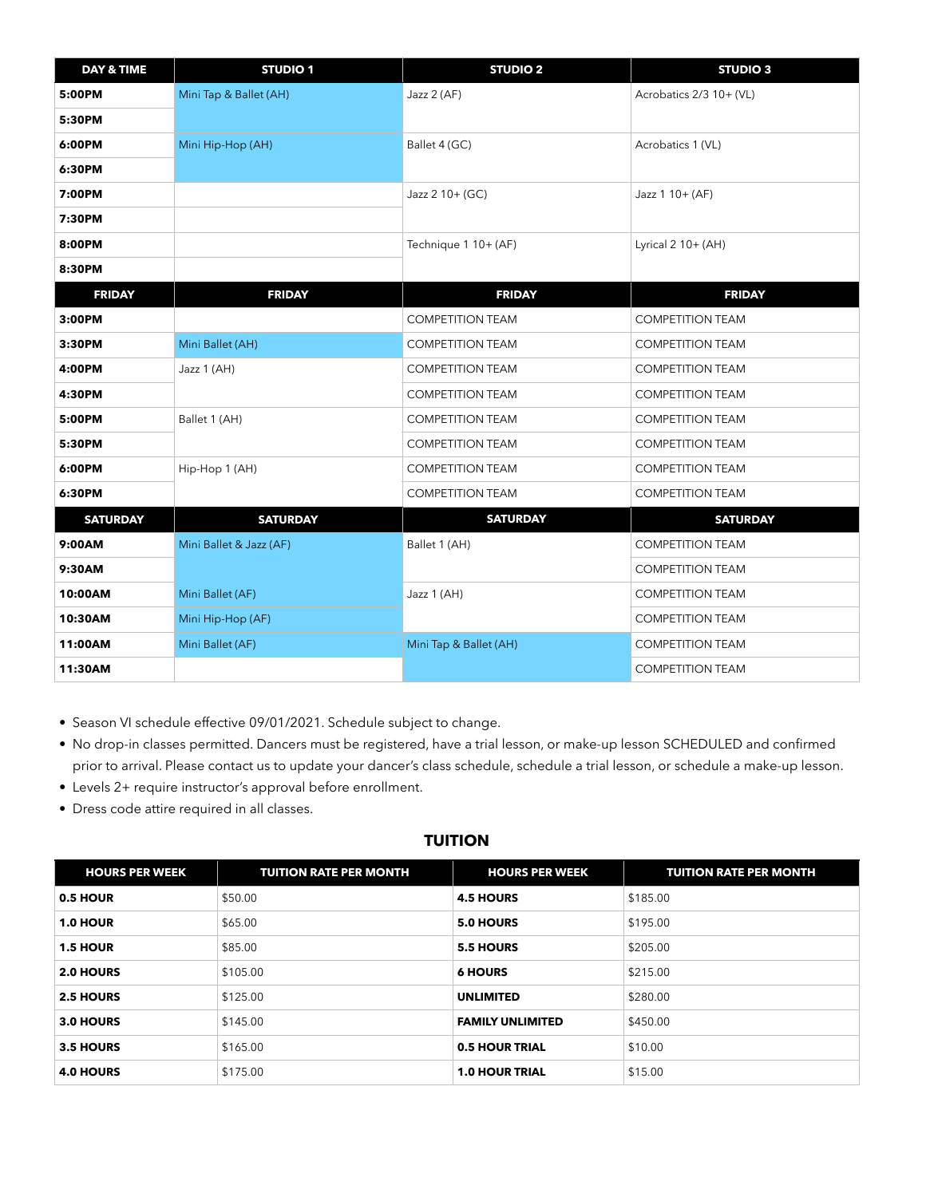| DAY & TIME | STUDIO 1 | STUDIO 2 | STUDIO 3 |
|---|---|---|---|
| 5:00PM | Mini Tap & Ballet (AH) | Jazz 2 (AF) | Acrobatics 2/3 10+ (VL) |
| 5:30PM | | | |
| 6:00PM | Mini Hip-Hop (AH) | Ballet 4 (GC) | Acrobatics 1 (VL) |
| 6:30PM | | | |
| 7:00PM | | Jazz 2 10+ (GC) | Jazz 1 10+ (AF) |
| 7:30PM | | | |
| 8:00PM | | Technique 1 10+ (AF) | Lyrical 2 10+ (AH) |
| 8:30PM | | | |
| **FRIDAY** | **FRIDAY** | **FRIDAY** | **FRIDAY** |
| 3:00PM | | COMPETITION TEAM | COMPETITION TEAM |
| 3:30PM | Mini Ballet (AH) | COMPETITION TEAM | COMPETITION TEAM |
| 4:00PM | Jazz 1 (AH) | COMPETITION TEAM | COMPETITION TEAM |
| 4:30PM | | COMPETITION TEAM | COMPETITION TEAM |
| 5:00PM | Ballet 1 (AH) | COMPETITION TEAM | COMPETITION TEAM |
| 5:30PM | | COMPETITION TEAM | COMPETITION TEAM |
| 6:00PM | Hip-Hop 1 (AH) | COMPETITION TEAM | COMPETITION TEAM |
| 6:30PM | | COMPETITION TEAM | COMPETITION TEAM |
| **SATURDAY** | **SATURDAY** | **SATURDAY** | **SATURDAY** |
| 9:00AM | Mini Ballet & Jazz (AF) | Ballet 1 (AH) | COMPETITION TEAM |
| 9:30AM | | | COMPETITION TEAM |
| 10:00AM | Mini Ballet (AF) | Jazz 1 (AH) | COMPETITION TEAM |
| 10:30AM | Mini Hip-Hop (AF) | | COMPETITION TEAM |
| 11:00AM | Mini Ballet (AF) | Mini Tap & Ballet (AH) | COMPETITION TEAM |
| 11:30AM | | | COMPETITION TEAM |

- Season VI schedule effective 09/01/2021. Schedule subject to change.
- No drop-in classes permitted. Dancers must be registered, have a trial lesson, or make-up lesson SCHEDULED and confirmed prior to arrival. Please contact us to update your dancer's class schedule, schedule a trial lesson, or schedule a make-up lesson.
- Levels 2+ require instructor's approval before enrollment.
- Dress code attire required in all classes.

## TUITION

| HOURS PER WEEK | TUITION RATE PER MONTH | HOURS PER WEEK | TUITION RATE PER MONTH |
|---|---|---|---|
| **0.5 HOUR** | $50.00 | **4.5 HOURS** | $185.00 |
| **1.0 HOUR** | $65.00 | **5.0 HOURS** | $195.00 |
| **1.5 HOUR** | $85.00 | **5.5 HOURS** | $205.00 |
| **2.0 HOURS** | $105.00 | **6 HOURS** | $215.00 |
| **2.5 HOURS** | $125.00 | **UNLIMITED** | $280.00 |
| **3.0 HOURS** | $145.00 | **FAMILY UNLIMITED** | $450.00 |
| **3.5 HOURS** | $165.00 | **0.5 HOUR TRIAL** | $10.00 |
| **4.0 HOURS** | $175.00 | **1.0 HOUR TRIAL** | $15.00 |